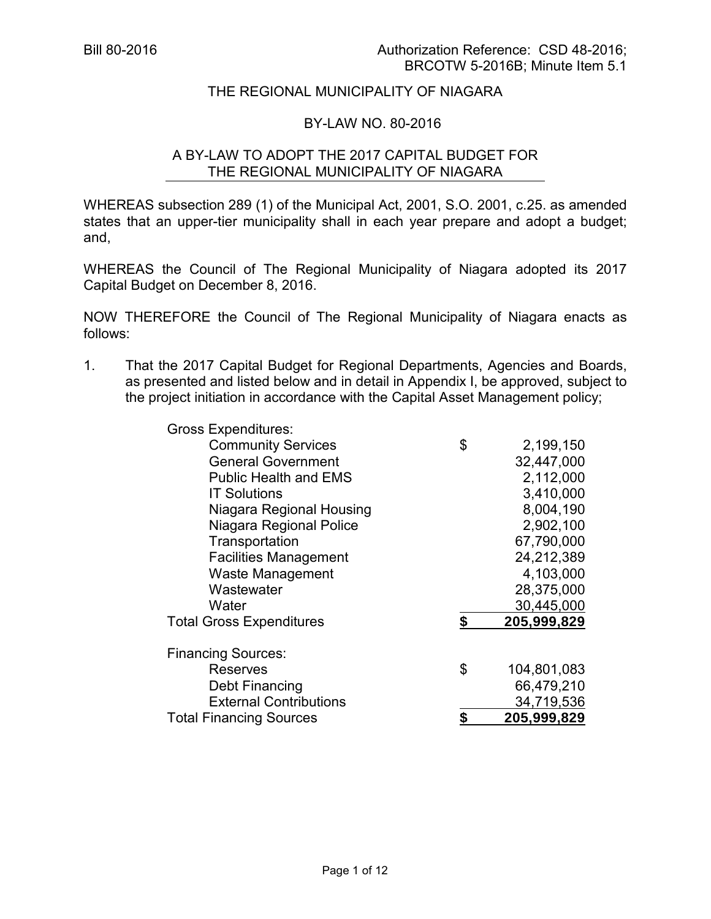Bill 80-2016

Authorization Reference: CSD 48-2016; BRCOTW 5-2016B; Minute Item 5.1

# THE REGIONAL MUNICIPALITY OF NIAGARA

## BY-LAW NO. 80-2016

## A BY-LAW TO ADOPT THE 2017 CAPITAL BUDGET FOR THE REGIONAL MUNICIPALITY OF NIAGARA

WHEREAS subsection 289 (1) of the Municipal Act, 2001, S.O. 2001, c.25. as amended states that an upper-tier municipality shall in each year prepare and adopt a budget; and,

WHEREAS the Council of The Regional Municipality of Niagara adopted its 2017 Capital Budget on December 8, 2016.

NOW THEREFORE the Council of The Regional Municipality of Niagara enacts as follows:

1. That the 2017 Capital Budget for Regional Departments, Agencies and Boards, as presented and listed below and in detail in Appendix I, be approved, subject to the project initiation in accordance with the Capital Asset Management policy;

| | |
|---|---|
| Gross Expenditures: | |
| Community Services | $ 2,199,150 |
| General Government | 32,447,000 |
| Public Health and EMS | 2,112,000 |
| IT Solutions | 3,410,000 |
| Niagara Regional Housing | 8,004,190 |
| Niagara Regional Police | 2,902,100 |
| Transportation | 67,790,000 |
| Facilities Management | 24,212,389 |
| Waste Management | 4,103,000 |
| Wastewater | 28,375,000 |
| Water | 30,445,000 |
| Total Gross Expenditures | **$ 205,999,829** |
| | |
| Financing Sources: | |
| Reserves | $ 104,801,083 |
| Debt Financing | 66,479,210 |
| External Contributions | 34,719,536 |
| Total Financing Sources | **$ 205,999,829** |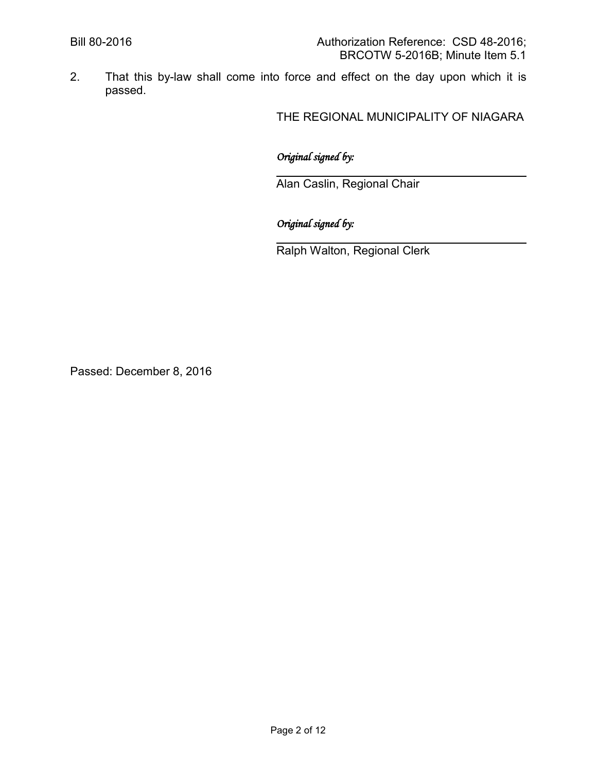2. That this by-law shall come into force and effect on the day upon which it is passed.

THE REGIONAL MUNICIPALITY OF NIAGARA

*Original signed by:*

Alan Caslin, Regional Chair

*Original signed by:*

Ralph Walton, Regional Clerk

Passed: December 8, 2016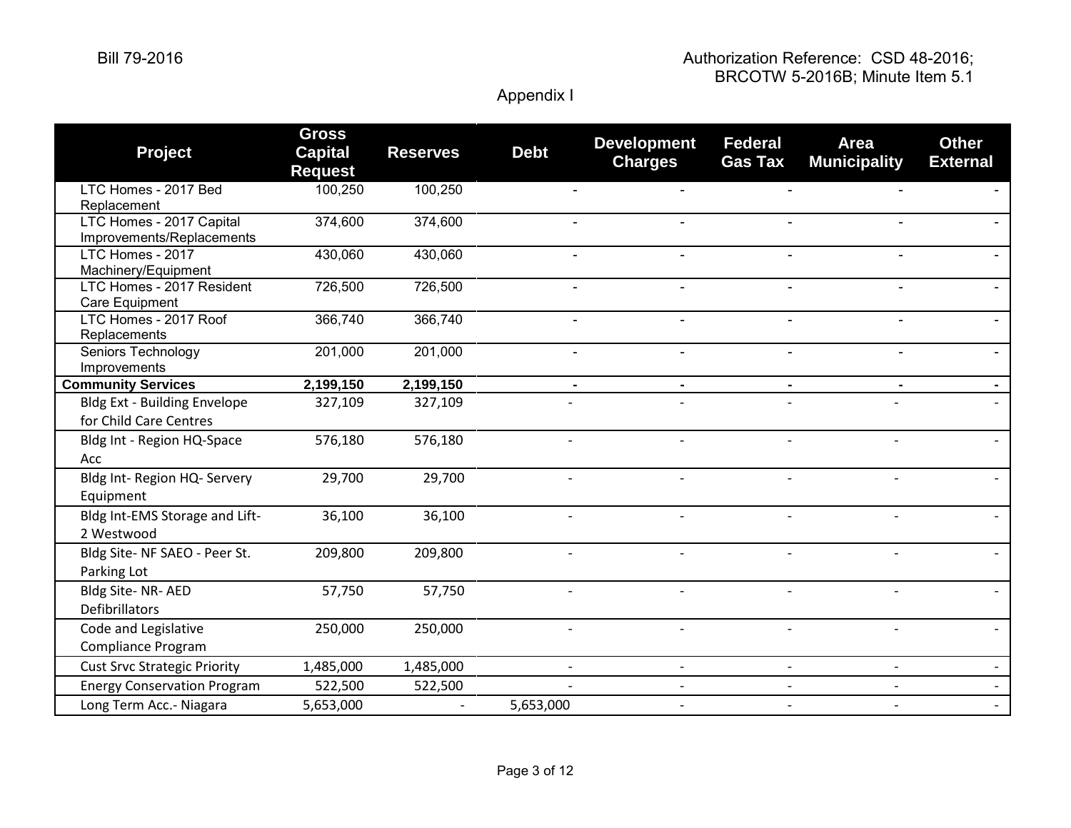Bill 79-2016

Authorization Reference: CSD 48-2016; BRCOTW 5-2016B; Minute Item 5.1

Appendix I

| Project | Gross Capital Request | Reserves | Debt | Development Charges | Federal Gas Tax | Area Municipality | Other External |
|---|---|---|---|---|---|---|---|
| LTC Homes - 2017 Bed Replacement | 100,250 | 100,250 | - | - | - | - | - |
| LTC Homes - 2017 Capital Improvements/Replacements | 374,600 | 374,600 | - | - | - | - | - |
| LTC Homes - 2017 Machinery/Equipment | 430,060 | 430,060 | - | - | - | - | - |
| LTC Homes - 2017 Resident Care Equipment | 726,500 | 726,500 | - | - | - | - | - |
| LTC Homes - 2017 Roof Replacements | 366,740 | 366,740 | - | - | - | - | - |
| Seniors Technology Improvements | 201,000 | 201,000 | - | - | - | - | - |
| **Community Services** | **2,199,150** | **2,199,150** | **-** | **-** | **-** | **-** | **-** |
| Bldg Ext - Building Envelope for Child Care Centres | 327,109 | 327,109 | - | - | - | - | - |
| Bldg Int - Region HQ-Space Acc | 576,180 | 576,180 | - | - | - | - | - |
| Bldg Int- Region HQ- Servery Equipment | 29,700 | 29,700 | - | - | - | - | - |
| Bldg Int-EMS Storage and Lift-2 Westwood | 36,100 | 36,100 | - | - | - | - | - |
| Bldg Site- NF SAEO - Peer St. Parking Lot | 209,800 | 209,800 | - | - | - | - | - |
| Bldg Site- NR- AED Defibrillators | 57,750 | 57,750 | - | - | - | - | - |
| Code and Legislative Compliance Program | 250,000 | 250,000 | - | - | - | - | - |
| Cust Srvc Strategic Priority | 1,485,000 | 1,485,000 | - | - | - | - | - |
| Energy Conservation Program | 522,500 | 522,500 | - | - | - | - | - |
| Long Term Acc.- Niagara | 5,653,000 | - | 5,653,000 | - | - | - | - |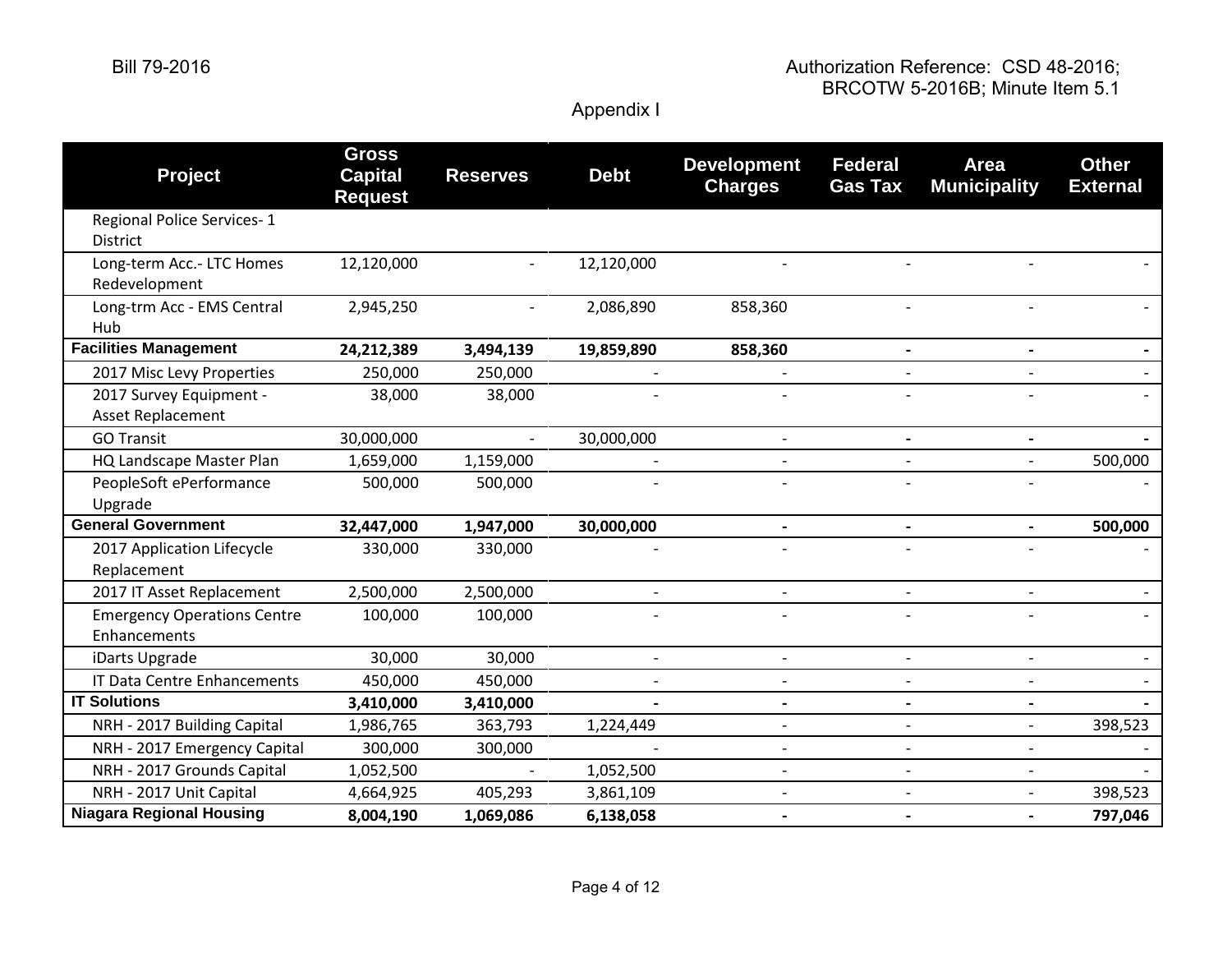Bill 79-2016

Authorization Reference: CSD 48-2016; BRCOTW 5-2016B; Minute Item 5.1

Appendix I

| Project | Gross Capital Request | Reserves | Debt | Development Charges | Federal Gas Tax | Area Municipality | Other External |
|---|---|---|---|---|---|---|---|
| Regional Police Services- 1 District | | | | | | | |
| Long-term Acc.- LTC Homes Redevelopment | 12,120,000 | - | 12,120,000 | - | - | - | - |
| Long-trm Acc - EMS Central Hub | 2,945,250 | - | 2,086,890 | 858,360 | - | - | - |
| **Facilities Management** | **24,212,389** | **3,494,139** | **19,859,890** | **858,360** | **-** | **-** | **-** |
| 2017 Misc Levy Properties | 250,000 | 250,000 | - | - | - | - | - |
| 2017 Survey Equipment - Asset Replacement | 38,000 | 38,000 | - | - | - | - | - |
| GO Transit | 30,000,000 | - | 30,000,000 | - | - | - | - |
| HQ Landscape Master Plan | 1,659,000 | 1,159,000 | - | - | - | - | 500,000 |
| PeopleSoft ePerformance Upgrade | 500,000 | 500,000 | - | - | - | - | - |
| **General Government** | **32,447,000** | **1,947,000** | **30,000,000** | **-** | **-** | **-** | **500,000** |
| 2017 Application Lifecycle Replacement | 330,000 | 330,000 | - | - | - | - | - |
| 2017 IT Asset Replacement | 2,500,000 | 2,500,000 | - | - | - | - | - |
| Emergency Operations Centre Enhancements | 100,000 | 100,000 | - | - | - | - | - |
| iDarts Upgrade | 30,000 | 30,000 | - | - | - | - | - |
| IT Data Centre Enhancements | 450,000 | 450,000 | - | - | - | - | - |
| **IT Solutions** | **3,410,000** | **3,410,000** | **-** | **-** | **-** | **-** | **-** |
| NRH - 2017 Building Capital | 1,986,765 | 363,793 | 1,224,449 | - | - | - | 398,523 |
| NRH - 2017 Emergency Capital | 300,000 | 300,000 | - | - | - | - | - |
| NRH - 2017 Grounds Capital | 1,052,500 | - | 1,052,500 | - | - | - | - |
| NRH - 2017 Unit Capital | 4,664,925 | 405,293 | 3,861,109 | - | - | - | 398,523 |
| **Niagara Regional Housing** | **8,004,190** | **1,069,086** | **6,138,058** | **-** | **-** | **-** | **797,046** |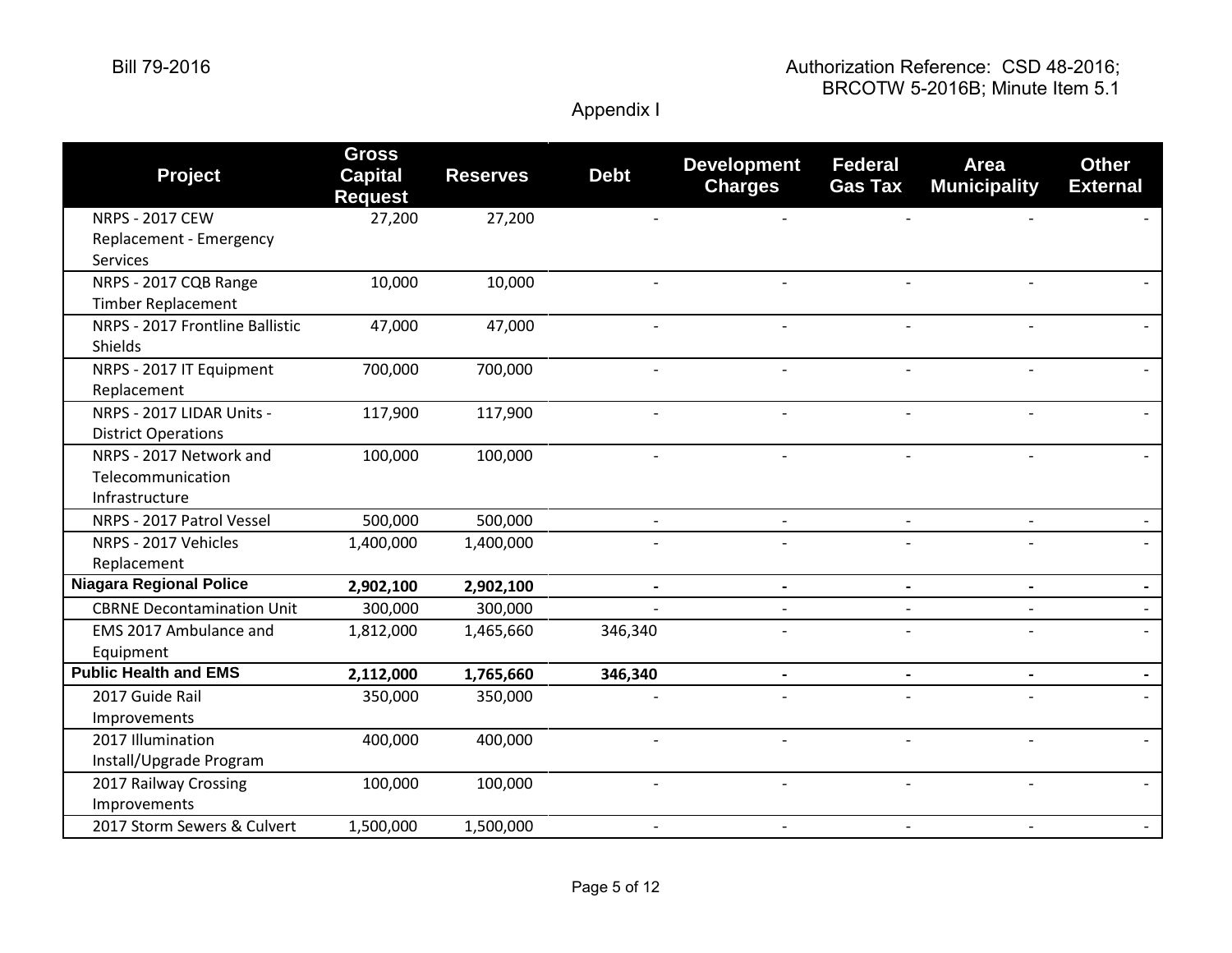Bill 79-2016

Authorization Reference: CSD 48-2016; BRCOTW 5-2016B; Minute Item 5.1

Appendix I

| Project | Gross Capital Request | Reserves | Debt | Development Charges | Federal Gas Tax | Area Municipality | Other External |
|---|---|---|---|---|---|---|---|
| NRPS - 2017 CEW Replacement - Emergency Services | 27,200 | 27,200 | - | - | - | - | - |
| NRPS - 2017 CQB Range Timber Replacement | 10,000 | 10,000 | - | - | - | - | - |
| NRPS - 2017 Frontline Ballistic Shields | 47,000 | 47,000 | - | - | - | - | - |
| NRPS - 2017 IT Equipment Replacement | 700,000 | 700,000 | - | - | - | - | - |
| NRPS - 2017 LIDAR Units - District Operations | 117,900 | 117,900 | - | - | - | - | - |
| NRPS - 2017 Network and Telecommunication Infrastructure | 100,000 | 100,000 | - | - | - | - | - |
| NRPS - 2017 Patrol Vessel | 500,000 | 500,000 | - | - | - | - | - |
| NRPS - 2017 Vehicles Replacement | 1,400,000 | 1,400,000 | - | - | - | - | - |
| **Niagara Regional Police** | **2,902,100** | **2,902,100** | **-** | **-** | **-** | **-** | **-** |
| CBRNE Decontamination Unit | 300,000 | 300,000 | - | - | - | - | - |
| EMS 2017 Ambulance and Equipment | 1,812,000 | 1,465,660 | 346,340 | - | - | - | - |
| **Public Health and EMS** | **2,112,000** | **1,765,660** | **346,340** | **-** | **-** | **-** | **-** |
| 2017 Guide Rail Improvements | 350,000 | 350,000 | - | - | - | - | - |
| 2017 Illumination Install/Upgrade Program | 400,000 | 400,000 | - | - | - | - | - |
| 2017 Railway Crossing Improvements | 100,000 | 100,000 | - | - | - | - | - |
| 2017 Storm Sewers & Culvert | 1,500,000 | 1,500,000 | - | - | - | - | - |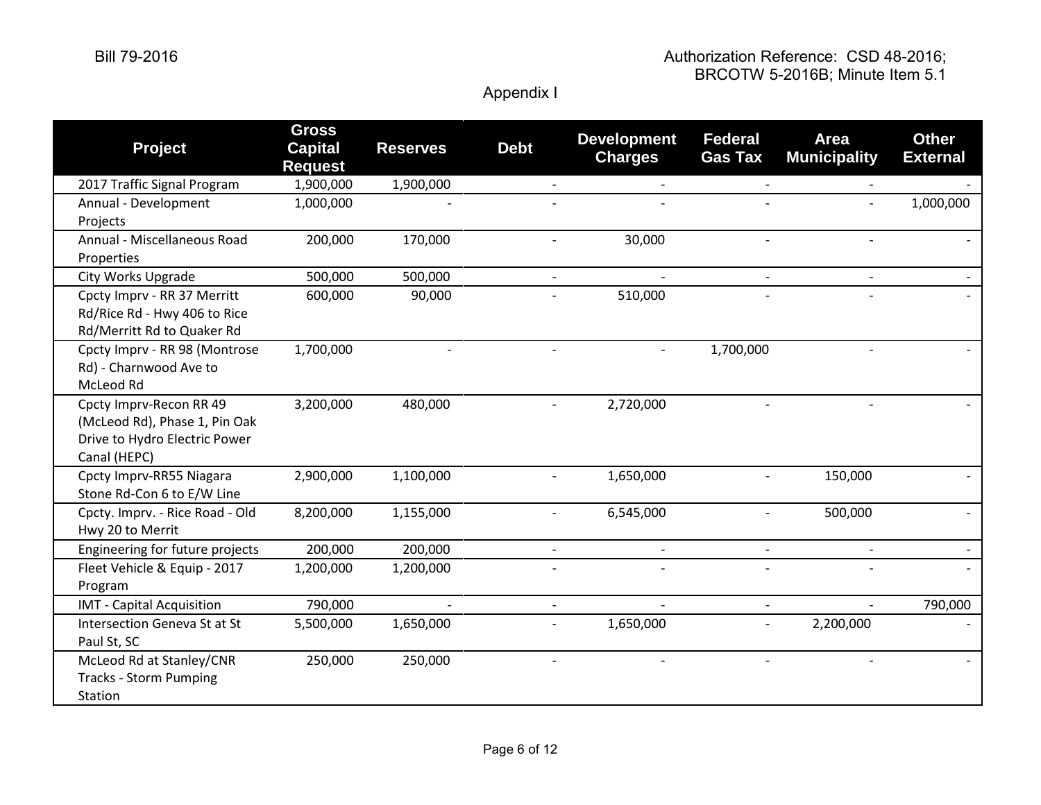Bill 79-2016

Authorization Reference: CSD 48-2016; BRCOTW 5-2016B; Minute Item 5.1

Appendix I

| Project | Gross Capital Request | Reserves | Debt | Development Charges | Federal Gas Tax | Area Municipality | Other External |
|---|---|---|---|---|---|---|---|
| 2017 Traffic Signal Program | 1,900,000 | 1,900,000 | - | - | - | - | - |
| Annual - Development Projects | 1,000,000 | - | - | - | - | - | 1,000,000 |
| Annual - Miscellaneous Road Properties | 200,000 | 170,000 | - | 30,000 | - | - | - |
| City Works Upgrade | 500,000 | 500,000 | - | - | - | - | - |
| Cpcty Imprv - RR 37 Merritt Rd/Rice Rd - Hwy 406 to Rice Rd/Merritt Rd to Quaker Rd | 600,000 | 90,000 | - | 510,000 | - | - | - |
| Cpcty Imprv - RR 98 (Montrose Rd) - Charnwood Ave to McLeod Rd | 1,700,000 | - | - | - | 1,700,000 | - | - |
| Cpcty Imprv-Recon RR 49 (McLeod Rd), Phase 1, Pin Oak Drive to Hydro Electric Power Canal (HEPC) | 3,200,000 | 480,000 | - | 2,720,000 | - | - | - |
| Cpcty Imprv-RR55 Niagara Stone Rd-Con 6 to E/W Line | 2,900,000 | 1,100,000 | - | 1,650,000 | - | 150,000 | - |
| Cpcty. Imprv. - Rice Road - Old Hwy 20 to Merrit | 8,200,000 | 1,155,000 | - | 6,545,000 | - | 500,000 | - |
| Engineering for future projects | 200,000 | 200,000 | - | - | - | - | - |
| Fleet Vehicle & Equip - 2017 Program | 1,200,000 | 1,200,000 | - | - | - | - | - |
| IMT - Capital Acquisition | 790,000 | - | - | - | - | - | 790,000 |
| Intersection Geneva St at St Paul St, SC | 5,500,000 | 1,650,000 | - | 1,650,000 | - | 2,200,000 | - |
| McLeod Rd at Stanley/CNR Tracks - Storm Pumping Station | 250,000 | 250,000 | - | - | - | - | - |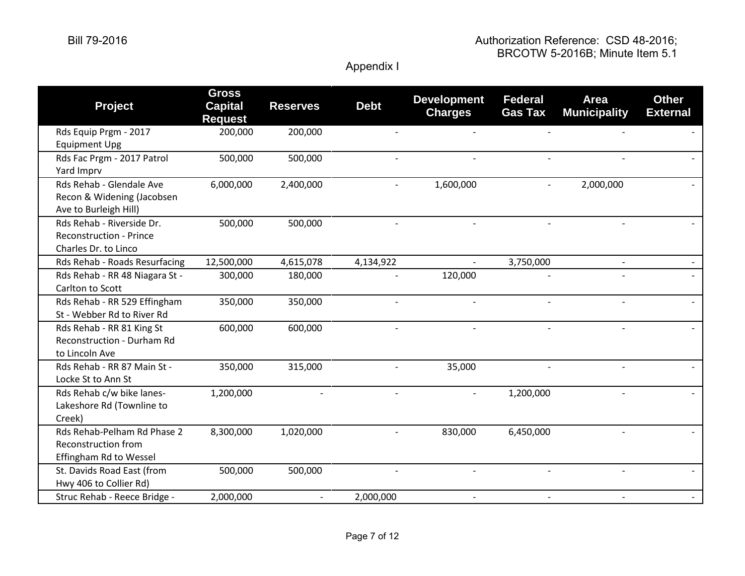Bill 79-2016

Authorization Reference: CSD 48-2016; BRCOTW 5-2016B; Minute Item 5.1

Appendix I

| Project | Gross Capital Request | Reserves | Debt | Development Charges | Federal Gas Tax | Area Municipality | Other External |
|---|---|---|---|---|---|---|---|
| Rds Equip Prgm - 2017 Equipment Upg | 200,000 | 200,000 | - | - | - | - | - |
| Rds Fac Prgm - 2017 Patrol Yard Imprv | 500,000 | 500,000 | - | - | - | - | - |
| Rds Rehab - Glendale Ave Recon & Widening (Jacobsen Ave to Burleigh Hill) | 6,000,000 | 2,400,000 | - | 1,600,000 | - | 2,000,000 | - |
| Rds Rehab - Riverside Dr. Reconstruction - Prince Charles Dr. to Linco | 500,000 | 500,000 | - | - | - | - | - |
| Rds Rehab - Roads Resurfacing | 12,500,000 | 4,615,078 | 4,134,922 | - | 3,750,000 | - | - |
| Rds Rehab - RR 48 Niagara St - Carlton to Scott | 300,000 | 180,000 | - | 120,000 | - | - | - |
| Rds Rehab - RR 529 Effingham St - Webber Rd to River Rd | 350,000 | 350,000 | - | - | - | - | - |
| Rds Rehab - RR 81 King St Reconstruction - Durham Rd to Lincoln Ave | 600,000 | 600,000 | - | - | - | - | - |
| Rds Rehab - RR 87 Main St - Locke St to Ann St | 350,000 | 315,000 | - | 35,000 | - | - | - |
| Rds Rehab c/w bike lanes- Lakeshore Rd (Townline to Creek) | 1,200,000 | - | - | - | 1,200,000 | - | - |
| Rds Rehab-Pelham Rd Phase 2 Reconstruction from Effingham Rd to Wessel | 8,300,000 | 1,020,000 | - | 830,000 | 6,450,000 | - | - |
| St. Davids Road East (from Hwy 406 to Collier Rd) | 500,000 | 500,000 | - | - | - | - | - |
| Struc Rehab - Reece Bridge - | 2,000,000 | - | 2,000,000 | - | - | - | - |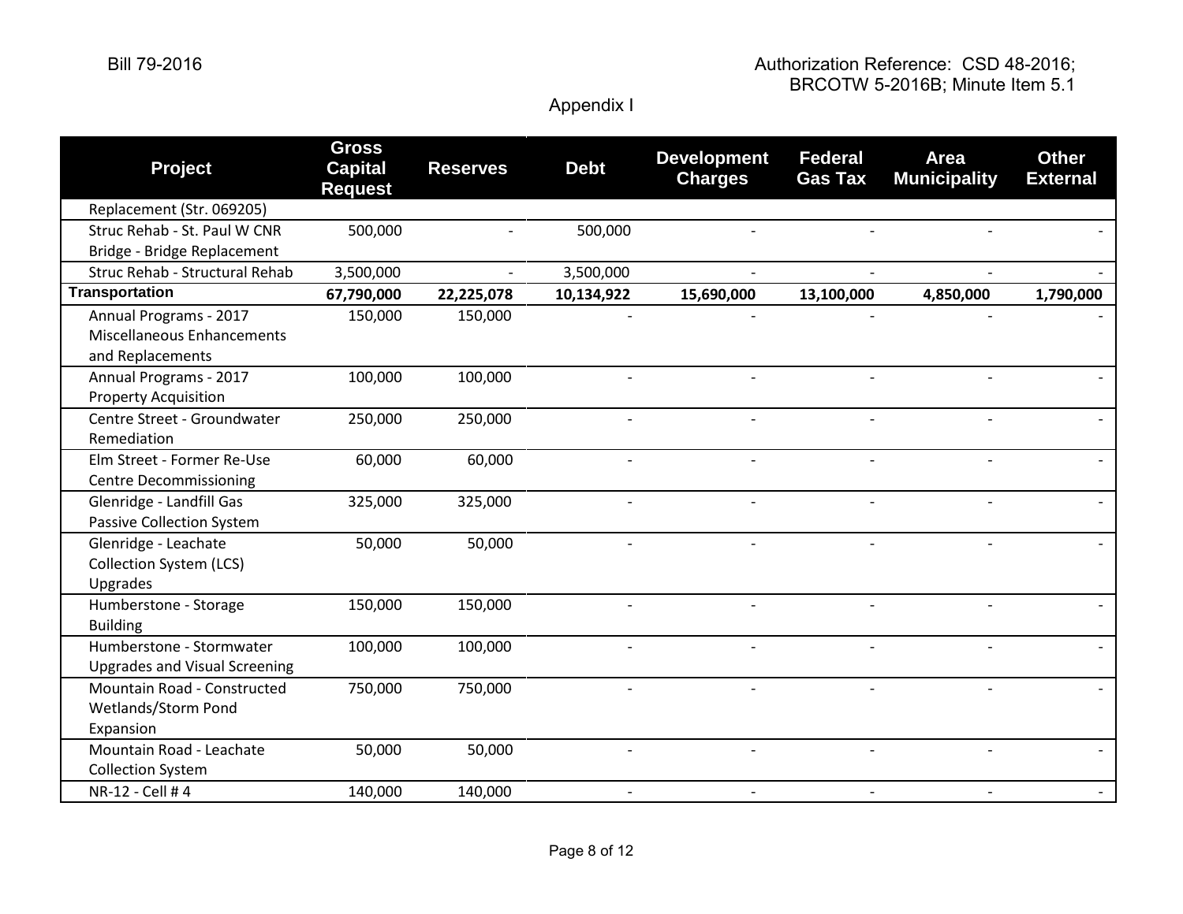Bill 79-2016

Authorization Reference: CSD 48-2016; BRCOTW 5-2016B; Minute Item 5.1

Appendix I

| Project | Gross Capital Request | Reserves | Debt | Development Charges | Federal Gas Tax | Area Municipality | Other External |
|---|---|---|---|---|---|---|---|
| Replacement (Str. 069205) | | | | | | | |
| Struc Rehab - St. Paul W CNR Bridge - Bridge Replacement | 500,000 | - | 500,000 | - | - | - | - |
| Struc Rehab - Structural Rehab | 3,500,000 | - | 3,500,000 | - | - | - | - |
| **Transportation** | **67,790,000** | **22,225,078** | **10,134,922** | **15,690,000** | **13,100,000** | **4,850,000** | **1,790,000** |
| Annual Programs - 2017 Miscellaneous Enhancements and Replacements | 150,000 | 150,000 | - | - | - | - | - |
| Annual Programs - 2017 Property Acquisition | 100,000 | 100,000 | - | - | - | - | - |
| Centre Street - Groundwater Remediation | 250,000 | 250,000 | - | - | - | - | - |
| Elm Street - Former Re-Use Centre Decommissioning | 60,000 | 60,000 | - | - | - | - | - |
| Glenridge - Landfill Gas Passive Collection System | 325,000 | 325,000 | - | - | - | - | - |
| Glenridge - Leachate Collection System (LCS) Upgrades | 50,000 | 50,000 | - | - | - | - | - |
| Humberstone - Storage Building | 150,000 | 150,000 | - | - | - | - | - |
| Humberstone - Stormwater Upgrades and Visual Screening | 100,000 | 100,000 | - | - | - | - | - |
| Mountain Road - Constructed Wetlands/Storm Pond Expansion | 750,000 | 750,000 | - | - | - | - | - |
| Mountain Road - Leachate Collection System | 50,000 | 50,000 | - | - | - | - | - |
| NR-12 - Cell # 4 | 140,000 | 140,000 | - | - | - | - | - |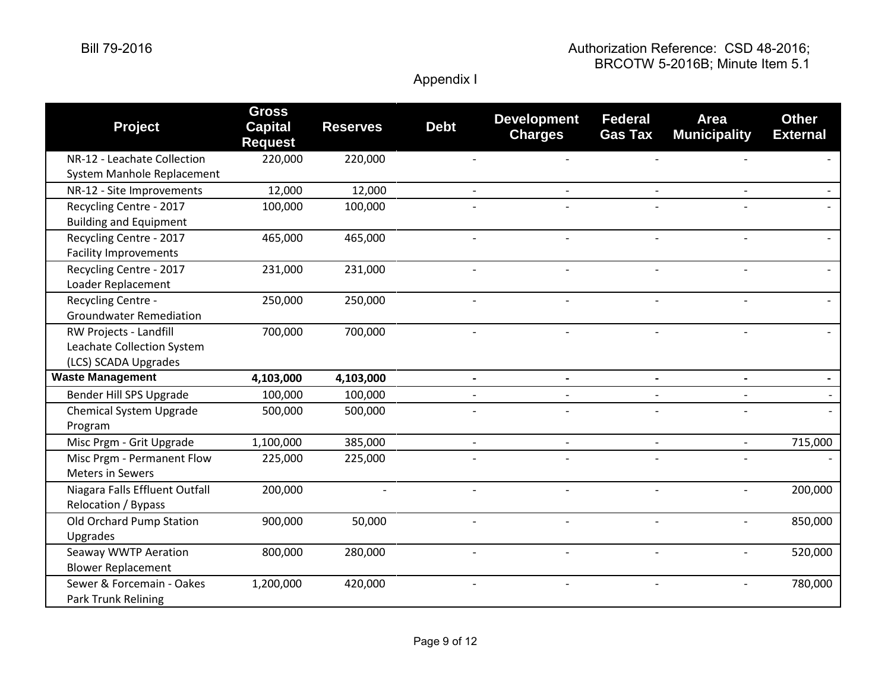Bill 79-2016

Authorization Reference: CSD 48-2016; BRCOTW 5-2016B; Minute Item 5.1

Appendix I

| Project | Gross Capital Request | Reserves | Debt | Development Charges | Federal Gas Tax | Area Municipality | Other External |
|---|---|---|---|---|---|---|---|
| NR-12 - Leachate Collection System Manhole Replacement | 220,000 | 220,000 | - | - | - | - | - |
| NR-12 - Site Improvements | 12,000 | 12,000 | - | - | - | - | - |
| Recycling Centre - 2017 Building and Equipment | 100,000 | 100,000 | - | - | - | - | - |
| Recycling Centre - 2017 Facility Improvements | 465,000 | 465,000 | - | - | - | - | - |
| Recycling Centre - 2017 Loader Replacement | 231,000 | 231,000 | - | - | - | - | - |
| Recycling Centre - Groundwater Remediation | 250,000 | 250,000 | - | - | - | - | - |
| RW Projects - Landfill Leachate Collection System (LCS) SCADA Upgrades | 700,000 | 700,000 | - | - | - | - | - |
| **Waste Management** | **4,103,000** | **4,103,000** | **-** | **-** | **-** | **-** | **-** |
| Bender Hill SPS Upgrade | 100,000 | 100,000 | - | - | - | - | - |
| Chemical System Upgrade Program | 500,000 | 500,000 | - | - | - | - | - |
| Misc Prgm - Grit Upgrade | 1,100,000 | 385,000 | - | - | - | - | 715,000 |
| Misc Prgm - Permanent Flow Meters in Sewers | 225,000 | 225,000 | - | - | - | - | - |
| Niagara Falls Effluent Outfall Relocation / Bypass | 200,000 | - | - | - | - | - | 200,000 |
| Old Orchard Pump Station Upgrades | 900,000 | 50,000 | - | - | - | - | 850,000 |
| Seaway WWTP Aeration Blower Replacement | 800,000 | 280,000 | - | - | - | - | 520,000 |
| Sewer & Forcemain - Oakes Park Trunk Relining | 1,200,000 | 420,000 | - | - | - | - | 780,000 |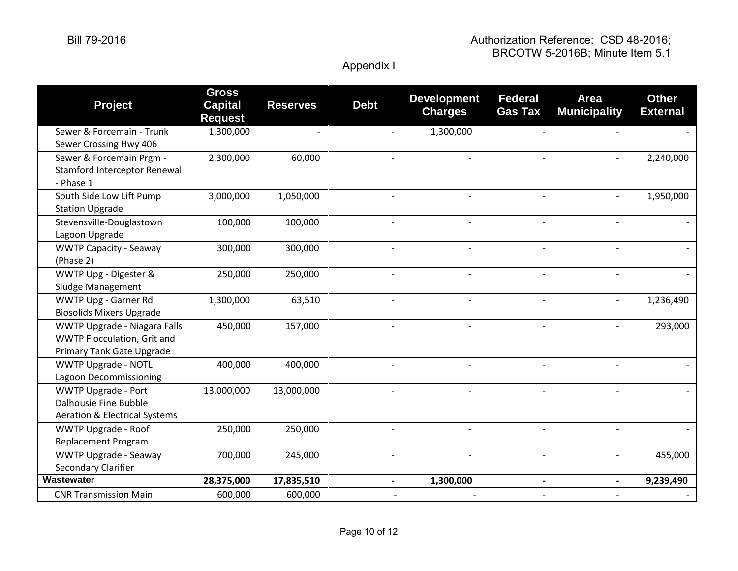Bill 79-2016

Authorization Reference: CSD 48-2016; BRCOTW 5-2016B; Minute Item 5.1

Appendix I

| Project | Gross Capital Request | Reserves | Debt | Development Charges | Federal Gas Tax | Area Municipality | Other External |
|---|---|---|---|---|---|---|---|
| Sewer & Forcemain - Trunk Sewer Crossing Hwy 406 | 1,300,000 | - | - | 1,300,000 | - | - | - |
| Sewer & Forcemain Prgm - Stamford Interceptor Renewal - Phase 1 | 2,300,000 | 60,000 | - | - | - | - | 2,240,000 |
| South Side Low Lift Pump Station Upgrade | 3,000,000 | 1,050,000 | - | - | - | - | 1,950,000 |
| Stevensville-Douglastown Lagoon Upgrade | 100,000 | 100,000 | - | - | - | - | - |
| WWTP Capacity - Seaway (Phase 2) | 300,000 | 300,000 | - | - | - | - | - |
| WWTP Upg - Digester & Sludge Management | 250,000 | 250,000 | - | - | - | - | - |
| WWTP Upg - Garner Rd Biosolids Mixers Upgrade | 1,300,000 | 63,510 | - | - | - | - | 1,236,490 |
| WWTP Upgrade - Niagara Falls WWTP Flocculation, Grit and Primary Tank Gate Upgrade | 450,000 | 157,000 | - | - | - | - | 293,000 |
| WWTP Upgrade - NOTL Lagoon Decommissioning | 400,000 | 400,000 | - | - | - | - | - |
| WWTP Upgrade - Port Dalhousie Fine Bubble Aeration & Electrical Systems | 13,000,000 | 13,000,000 | - | - | - | - | - |
| WWTP Upgrade - Roof Replacement Program | 250,000 | 250,000 | - | - | - | - | - |
| WWTP Upgrade - Seaway Secondary Clarifier | 700,000 | 245,000 | - | - | - | - | 455,000 |
| **Wastewater** | **28,375,000** | **17,835,510** | **-** | **1,300,000** | **-** | **-** | **9,239,490** |
| CNR Transmission Main | 600,000 | 600,000 | - | - | - | - | - |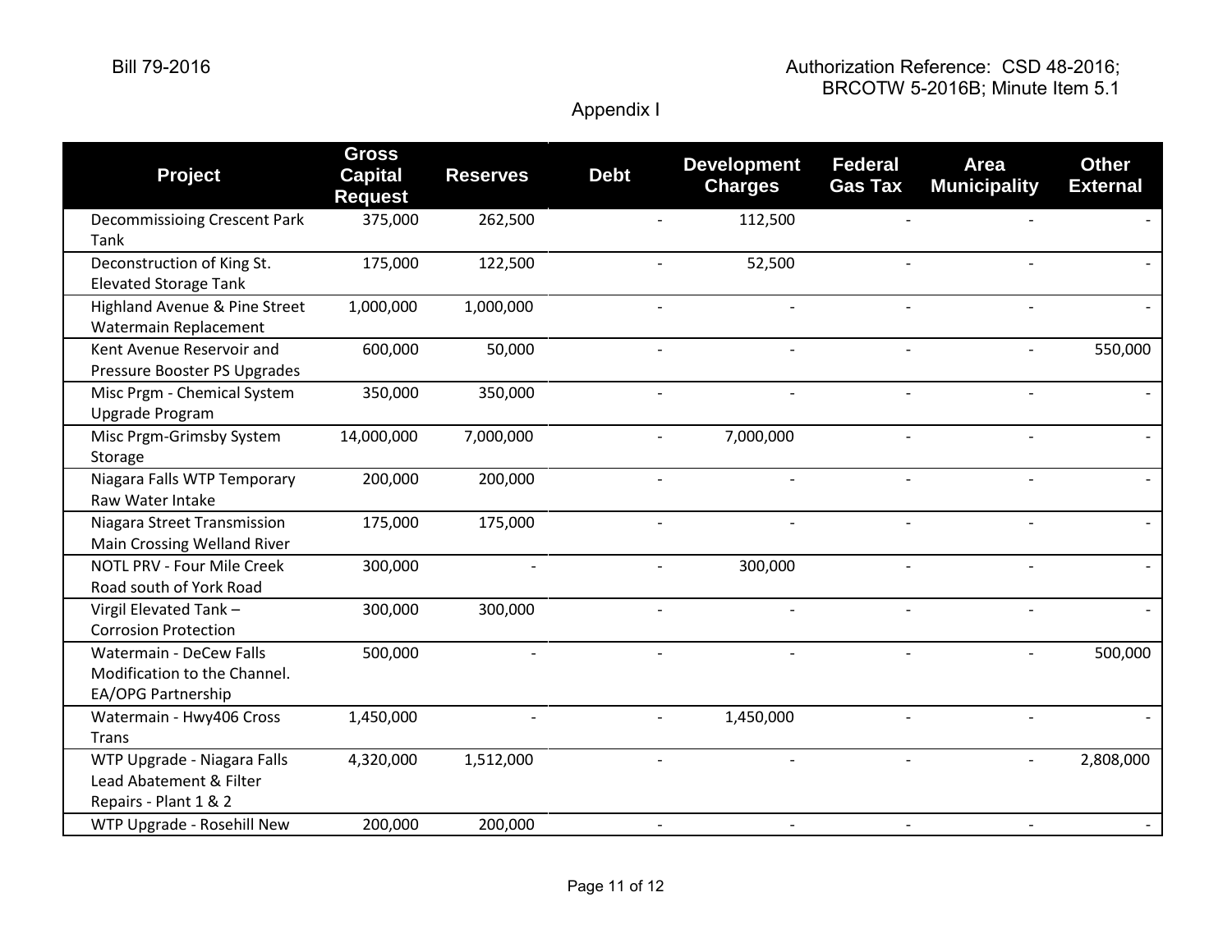Bill 79-2016

Authorization Reference: CSD 48-2016; BRCOTW 5-2016B; Minute Item 5.1

Appendix I

| Project | Gross Capital Request | Reserves | Debt | Development Charges | Federal Gas Tax | Area Municipality | Other External |
|---|---|---|---|---|---|---|---|
| Decommissioing Crescent Park Tank | 375,000 | 262,500 | - | 112,500 | - | - | - |
| Deconstruction of King St. Elevated Storage Tank | 175,000 | 122,500 | - | 52,500 | - | - | - |
| Highland Avenue & Pine Street Watermain Replacement | 1,000,000 | 1,000,000 | - | - | - | - | - |
| Kent Avenue Reservoir and Pressure Booster PS Upgrades | 600,000 | 50,000 | - | - | - | - | 550,000 |
| Misc Prgm - Chemical System Upgrade Program | 350,000 | 350,000 | - | - | - | - | - |
| Misc Prgm-Grimsby System Storage | 14,000,000 | 7,000,000 | - | 7,000,000 | - | - | - |
| Niagara Falls WTP Temporary Raw Water Intake | 200,000 | 200,000 | - | - | - | - | - |
| Niagara Street Transmission Main Crossing Welland River | 175,000 | 175,000 | - | - | - | - | - |
| NOTL PRV - Four Mile Creek Road south of York Road | 300,000 | - | - | 300,000 | - | - | - |
| Virgil Elevated Tank – Corrosion Protection | 300,000 | 300,000 | - | - | - | - | - |
| Watermain - DeCew Falls Modification to the Channel. EA/OPG Partnership | 500,000 | - | - | - | - | - | 500,000 |
| Watermain - Hwy406 Cross Trans | 1,450,000 | - | - | 1,450,000 | - | - | - |
| WTP Upgrade - Niagara Falls Lead Abatement & Filter Repairs - Plant 1 & 2 | 4,320,000 | 1,512,000 | - | - | - | - | 2,808,000 |
| WTP Upgrade - Rosehill New | 200,000 | 200,000 | - | - | - | - | - |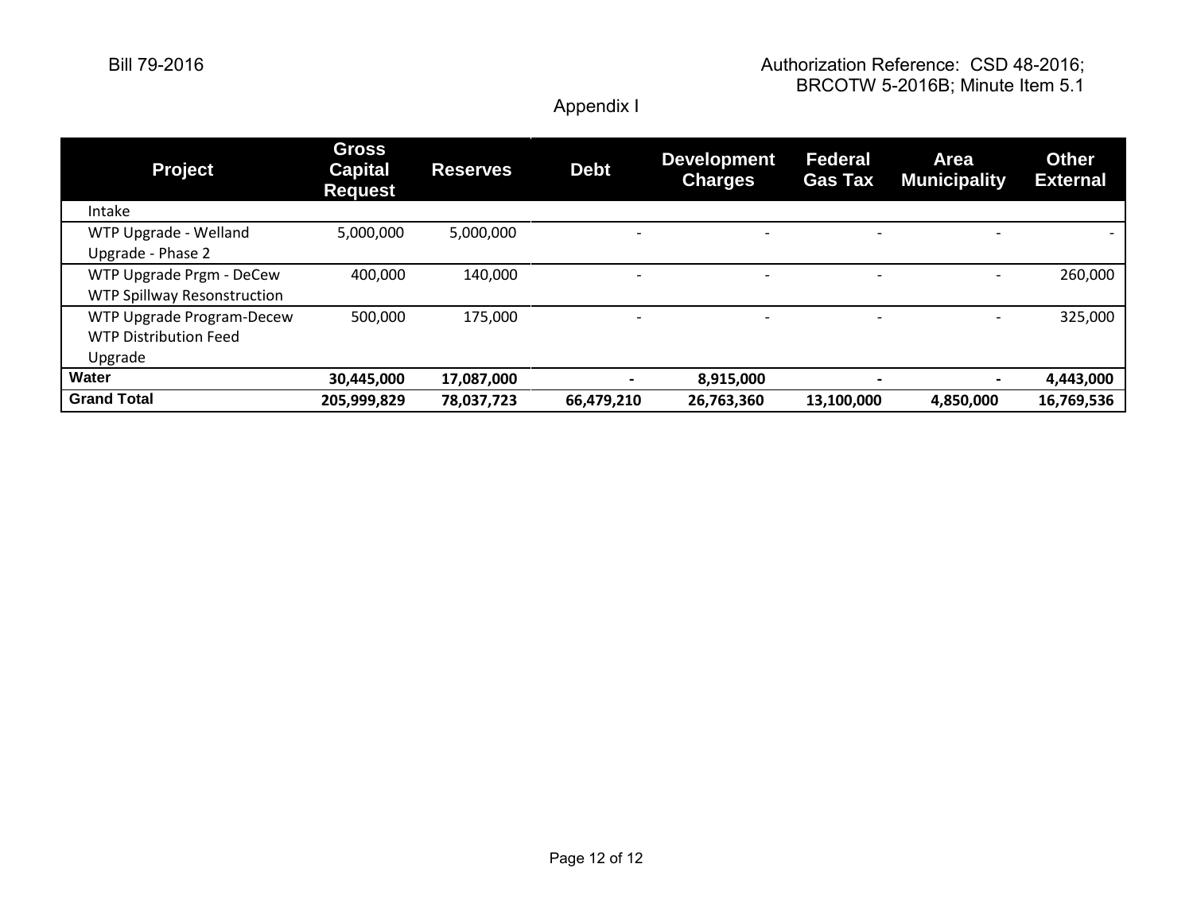Bill 79-2016

Authorization Reference: CSD 48-2016; BRCOTW 5-2016B; Minute Item 5.1

Appendix I

| Project | Gross Capital Request | Reserves | Debt | Development Charges | Federal Gas Tax | Area Municipality | Other External |
|---|---|---|---|---|---|---|---|
| Intake | | | | | | | |
| WTP Upgrade - Welland Upgrade - Phase 2 | 5,000,000 | 5,000,000 | - | - | - | - | - |
| WTP Upgrade Prgm - DeCew WTP Spillway Resonstruction | 400,000 | 140,000 | - | - | - | - | 260,000 |
| WTP Upgrade Program-Decew WTP Distribution Feed Upgrade | 500,000 | 175,000 | - | - | - | - | 325,000 |
| **Water** | **30,445,000** | **17,087,000** | **-** | **8,915,000** | **-** | **-** | **4,443,000** |
| **Grand Total** | **205,999,829** | **78,037,723** | **66,479,210** | **26,763,360** | **13,100,000** | **4,850,000** | **16,769,536** |